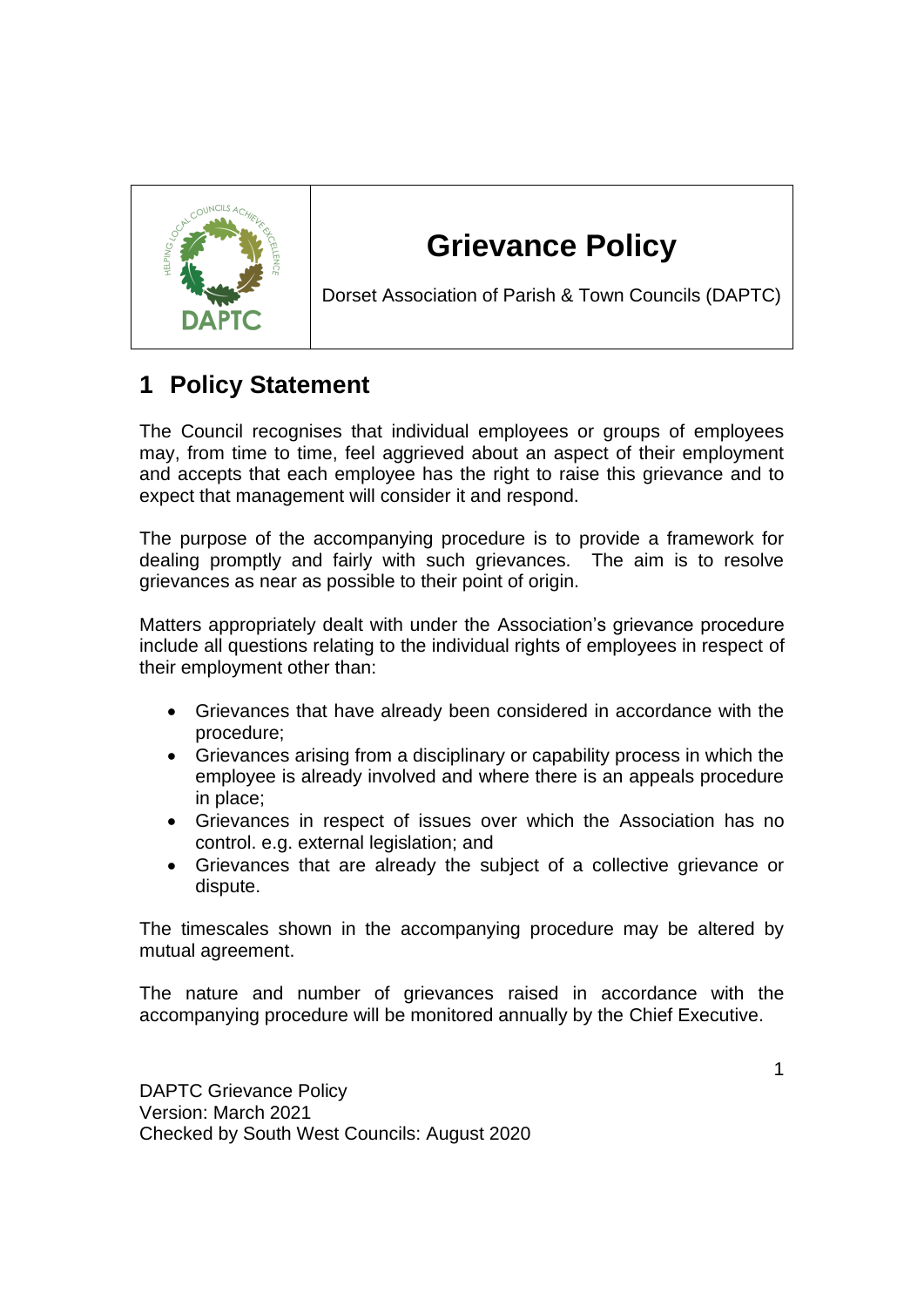# Grievance Policy

Dorset Association of Parish & Town Councils (DAPTC)

## 1 Policy Statement

The Council recognises that individual employees or groups of employees may, from time to time, feel aggrieved about an aspect of their employment and accepts that each employee has the right to raise this grievance and to expect that management will consider it and respond.

The purpose of the accompanying procedure is to provide a framework for dealing promptly and fairly with such grievances. The aim is to resolve grievances as near as possible to their point of origin.

Matters appropriately dealt with under the Association's grievance procedure include all questions relating to the individual rights of employees in respect of their employment other than:

- Grievances that have already been considered in accordance with the procedure;
- Grievances arising from a disciplinary or capability process in which the employee is already involved and where there is an appeals procedure in place;
- Grievances in respect of issues over which the Association has no control. e.g. external legislation; and
- Grievances that are already the subject of a collective grievance or dispute.

The timescales shown in the accompanying procedure may be altered by mutual agreement.

The nature and number of grievances raised in accordance with the accompanying procedure will be monitored annually by the Chief Executive.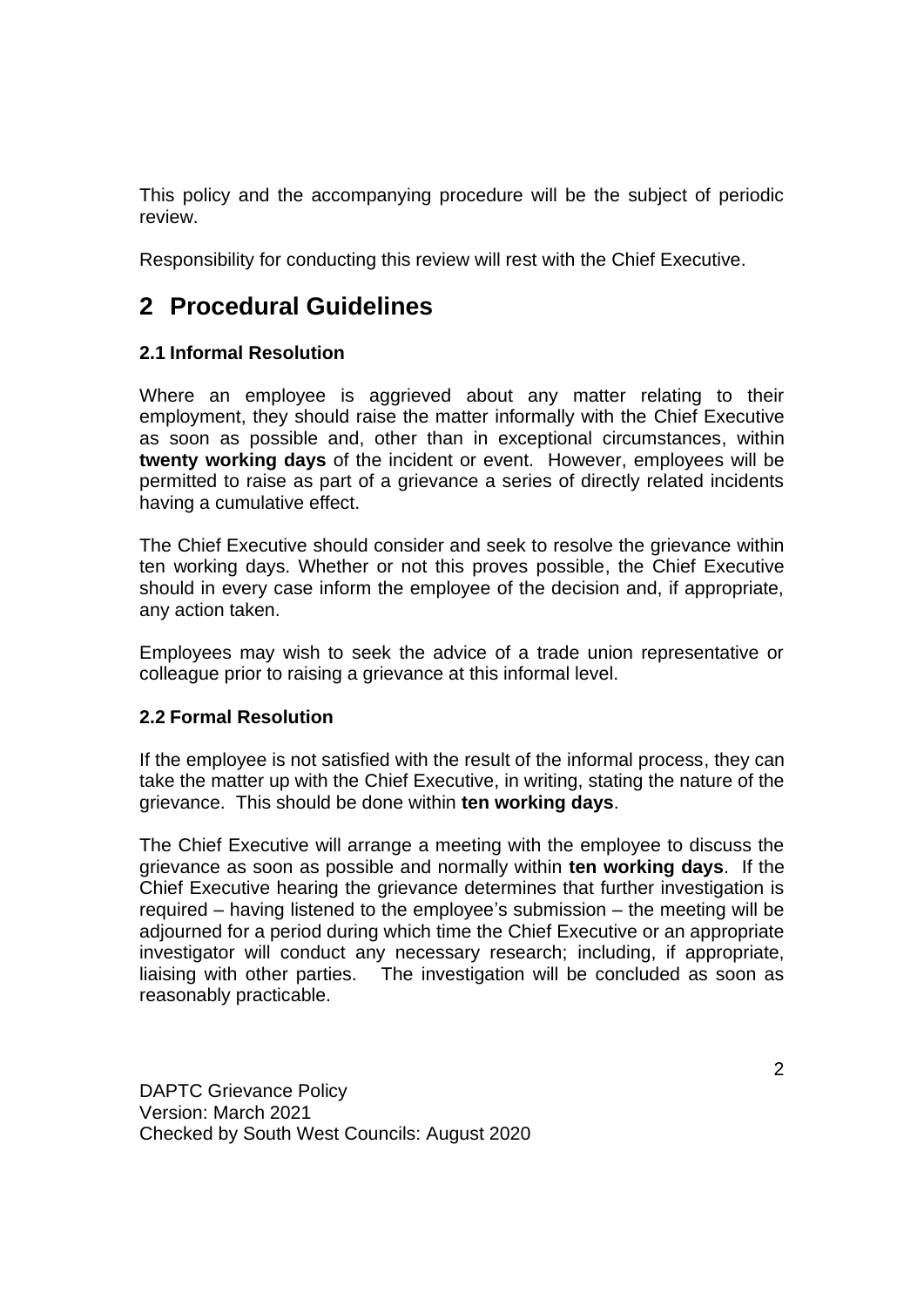This policy and the accompanying procedure will be the subject of periodic review.

Responsibility for conducting this review will rest with the Chief Executive.

# 2 Procedural Guidelines

### 2.1 Informal Resolution

Where an employee is aggrieved about any matter relating to their employment, they should raise the matter informally with the Chief Executive as soon as possible and, other than in exceptional circumstances, within **twenty working days** of the incident or event. However, employees will be permitted to raise as part of a grievance a series of directly related incidents having a cumulative effect.

The Chief Executive should consider and seek to resolve the grievance within ten working days. Whether or not this proves possible, the Chief Executive should in every case inform the employee of the decision and, if appropriate, any action taken.

Employees may wish to seek the advice of a trade union representative or colleague prior to raising a grievance at this informal level.

### 2.2 Formal Resolution

If the employee is not satisfied with the result of the informal process, they can take the matter up with the Chief Executive, in writing, stating the nature of the grievance. This should be done within **ten working days**.

The Chief Executive will arrange a meeting with the employee to discuss the grievance as soon as possible and normally within **ten working days**. If the Chief Executive hearing the grievance determines that further investigation is required – having listened to the employee's submission – the meeting will be adjourned for a period during which time the Chief Executive or an appropriate investigator will conduct any necessary research; including, if appropriate, liaising with other parties. The investigation will be concluded as soon as reasonably practicable.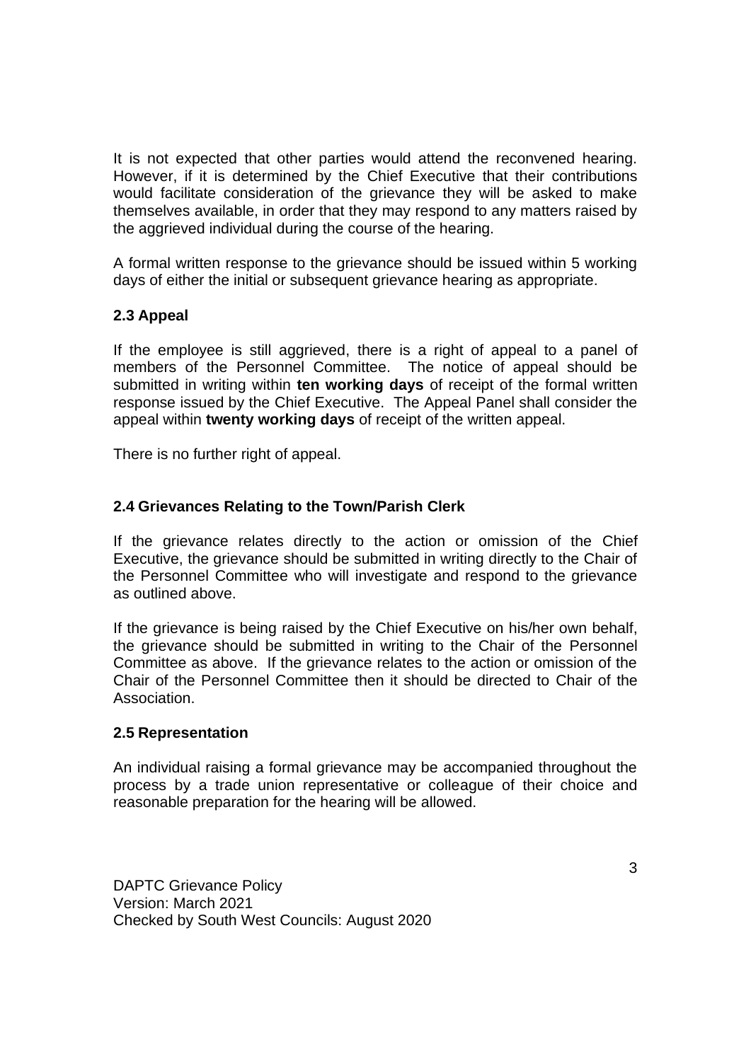It is not expected that other parties would attend the reconvened hearing. However, if it is determined by the Chief Executive that their contributions would facilitate consideration of the grievance they will be asked to make themselves available, in order that they may respond to any matters raised by the aggrieved individual during the course of the hearing.

A formal written response to the grievance should be issued within 5 working days of either the initial or subsequent grievance hearing as appropriate.

### 2.3 Appeal

If the employee is still aggrieved, there is a right of appeal to a panel of members of the Personnel Committee. The notice of appeal should be submitted in writing within **ten working days** of receipt of the formal written response issued by the Chief Executive. The Appeal Panel shall consider the appeal within **twenty working days** of receipt of the written appeal.

There is no further right of appeal.

### 2.4 Grievances Relating to the Town/Parish Clerk

If the grievance relates directly to the action or omission of the Chief Executive, the grievance should be submitted in writing directly to the Chair of the Personnel Committee who will investigate and respond to the grievance as outlined above.

If the grievance is being raised by the Chief Executive on his/her own behalf, the grievance should be submitted in writing to the Chair of the Personnel Committee as above. If the grievance relates to the action or omission of the Chair of the Personnel Committee then it should be directed to Chair of the Association.

### 2.5 Representation

An individual raising a formal grievance may be accompanied throughout the process by a trade union representative or colleague of their choice and reasonable preparation for the hearing will be allowed.